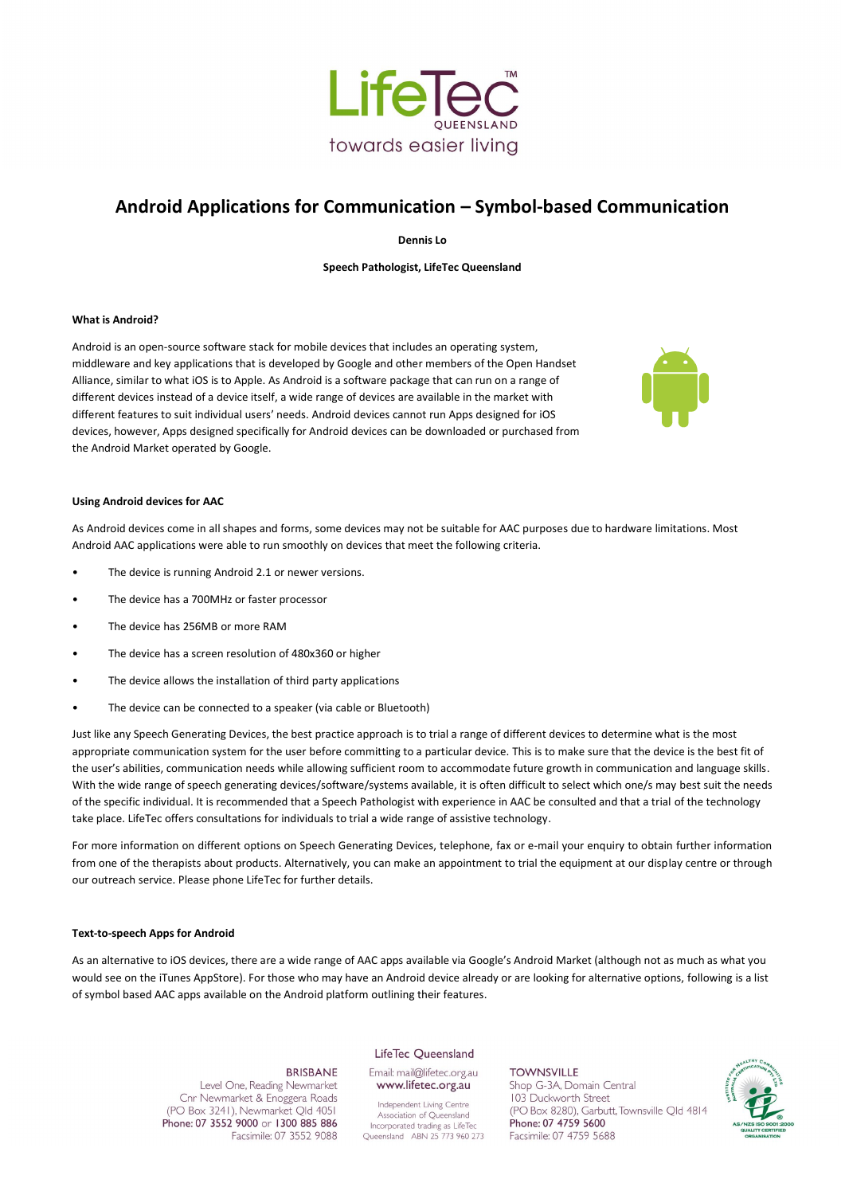# Android Applications for Communication – Symbol-based Communication

**Dennis Lo**

**Speech Pathologist, LifeTec Queensland**

**What is Android?**

Android is an open-source software stack for mobile devices that includes an operating system, middleware and key applications that is developed by Google and other members of the Open Handset Alliance, similar to what iOS is to Apple. As Android is a software package that can run on a range of different devices instead of a device itself, a wide range of devices are available in the market with different features to suit individual users' needs. Android devices cannot run Apps designed for iOS devices, however, Apps designed specifically for Android devices can be downloaded or purchased from the Android Market operated by Google.

**Using Android devices for AAC**

As Android devices come in all shapes and forms, some devices may not be suitable for AAC purposes due to hardware limitations. Most Android AAC applications were able to run smoothly on devices that meet the following criteria.

- The device is running Android 2.1 or newer versions.
- The device has a 700MHz or faster processor
- The device has 256MB or more RAM
- The device has a screen resolution of 480x360 or higher
- The device allows the installation of third party applications
- The device can be connected to a speaker (via cable or Bluetooth)

Just like any Speech Generating Devices, the best practice approach is to trial a range of different devices to determine what is the most appropriate communication system for the user before committing to a particular device. This is to make sure that the device is the best fit of the user's abilities, communication needs while allowing sufficient room to accommodate future growth in communication and language skills. With the wide range of speech generating devices/software/systems available, it is often difficult to select which one/s may best suit the needs of the specific individual. It is recommended that a Speech Pathologist with experience in AAC be consulted and that a trial of the technology take place. LifeTec offers consultations for individuals to trial a wide range of assistive technology.

For more information on different options on Speech Generating Devices, telephone, fax or e-mail your enquiry to obtain further information from one of the therapists about products. Alternatively, you can make an appointment to trial the equipment at our display centre or through our outreach service. Please phone LifeTec for further details.

**Text-to-speech Apps for Android**

As an alternative to iOS devices, there are a wide range of AAC apps available via Google's Android Market (although not as much as what you would see on the iTunes AppStore). For those who may have an Android device already or are looking for alternative options, following is a list of symbol based AAC apps available on the Android platform outlining their features.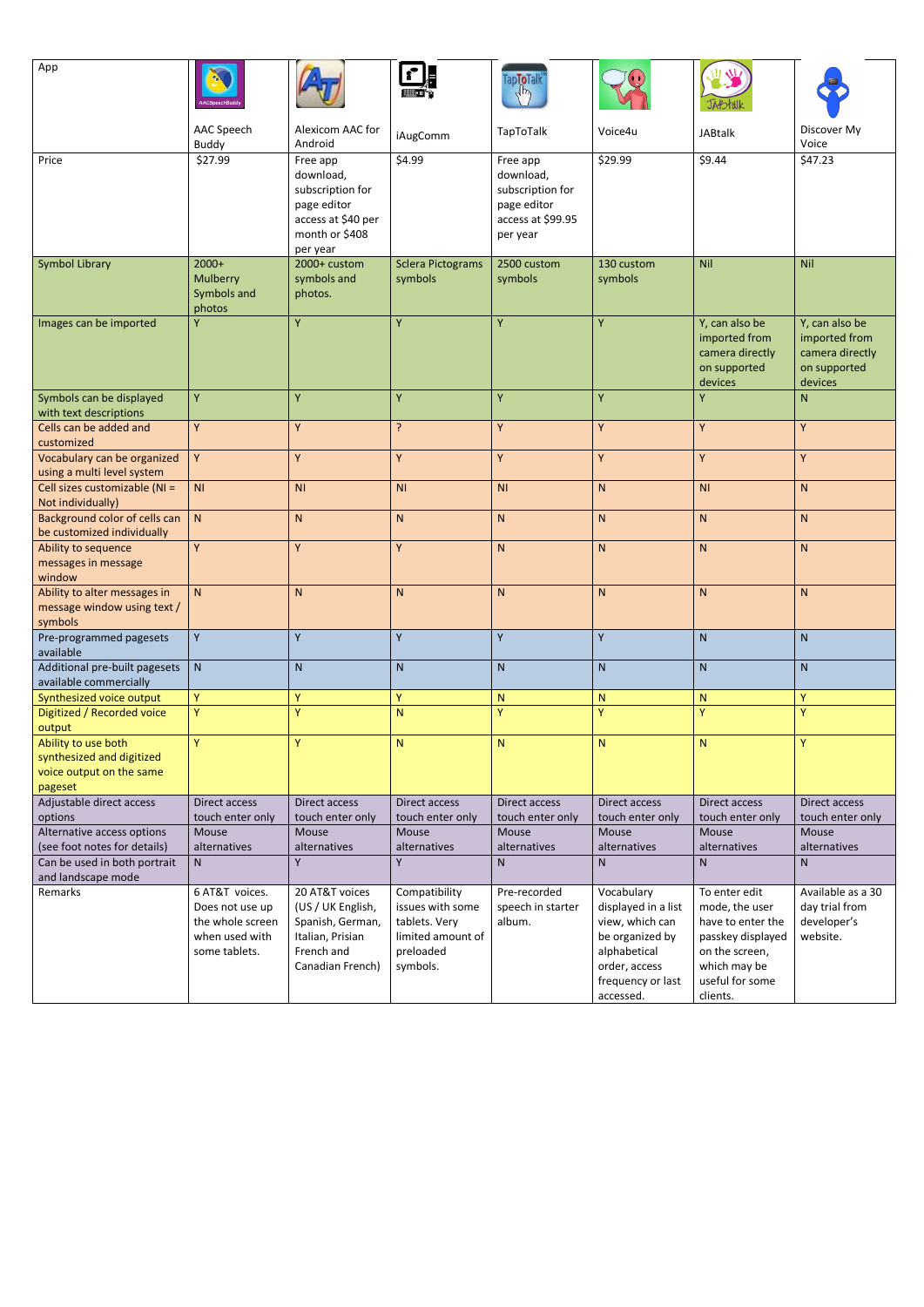| App | AAC Speech Buddy | Alexicom AAC for Android | iAugComm | TapToTalk | Voice4u | JABtalk | Discover My Voice |
|---|---|---|---|---|---|---|---|
| Price | $27.99 | Free app download, subscription for page editor access at $40 per month or $408 per year | $4.99 | Free app download, subscription for page editor access at $99.95 per year | $29.99 | $9.44 | $47.23 |
| Symbol Library | 2000+ Mulberry Symbols and photos | 2000+ custom symbols and photos. | Sclera Pictograms symbols | 2500 custom symbols | 130 custom symbols | Nil | Nil |
| Images can be imported | Y | Y | Y | Y | Y | Y, can also be imported from camera directly on supported devices | Y, can also be imported from camera directly on supported devices |
| Symbols can be displayed with text descriptions | Y | Y | Y | Y | Y | Y | N |
| Cells can be added and customized | Y | Y | ? | Y | Y | Y | Y |
| Vocabulary can be organized using a multi level system | Y | Y | Y | Y | Y | Y | Y |
| Cell sizes customizable (NI = Not individually) | NI | NI | NI | NI | N | NI | N |
| Background color of cells can be customized individually | N | N | N | N | N | N | N |
| Ability to sequence messages in message window | Y | Y | Y | N | N | N | N |
| Ability to alter messages in message window using text / symbols | N | N | N | N | N | N | N |
| Pre-programmed pagesets available | Y | Y | Y | Y | Y | N | N |
| Additional pre-built pagesets available commercially | N | N | N | N | N | N | N |
| Synthesized voice output | Y | Y | Y | N | N | N | Y |
| Digitized / Recorded voice output | Y | Y | N | Y | Y | Y | Y |
| Ability to use both synthesized and digitized voice output on the same pageset | Y | Y | N | N | N | N | Y |
| Adjustable direct access options | Direct access touch enter only | Direct access touch enter only | Direct access touch enter only | Direct access touch enter only | Direct access touch enter only | Direct access touch enter only | Direct access touch enter only |
| Alternative access options (see foot notes for details) | Mouse alternatives | Mouse alternatives | Mouse alternatives | Mouse alternatives | Mouse alternatives | Mouse alternatives | Mouse alternatives |
| Can be used in both portrait and landscape mode | N | Y | Y | N | N | N | N |
| Remarks | 6 AT&T voices. Does not use up the whole screen when used with some tablets. | 20 AT&T voices (US / UK English, Spanish, German, Italian, Prisian French and Canadian French) | Compatibility issues with some tablets. Very limited amount of preloaded symbols. | Pre-recorded speech in starter album. | Vocabulary displayed in a list view, which can be organized by alphabetical order, access frequency or last accessed. | To enter edit mode, the user have to enter the passkey displayed on the screen, which may be useful for some clients. | Available as a 30 day trial from developer's website. |